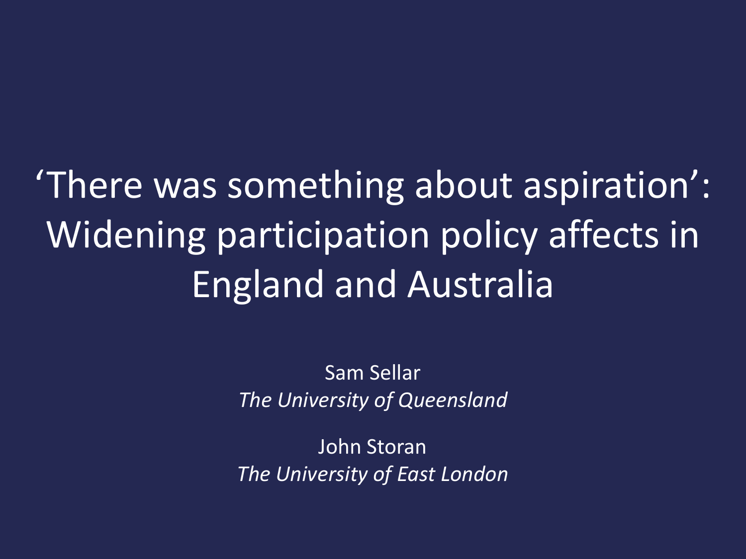# 'There was something about aspiration': Widening participation policy affects in England and Australia

Sam Sellar
*The University of Queensland*

John Storan
*The University of East London*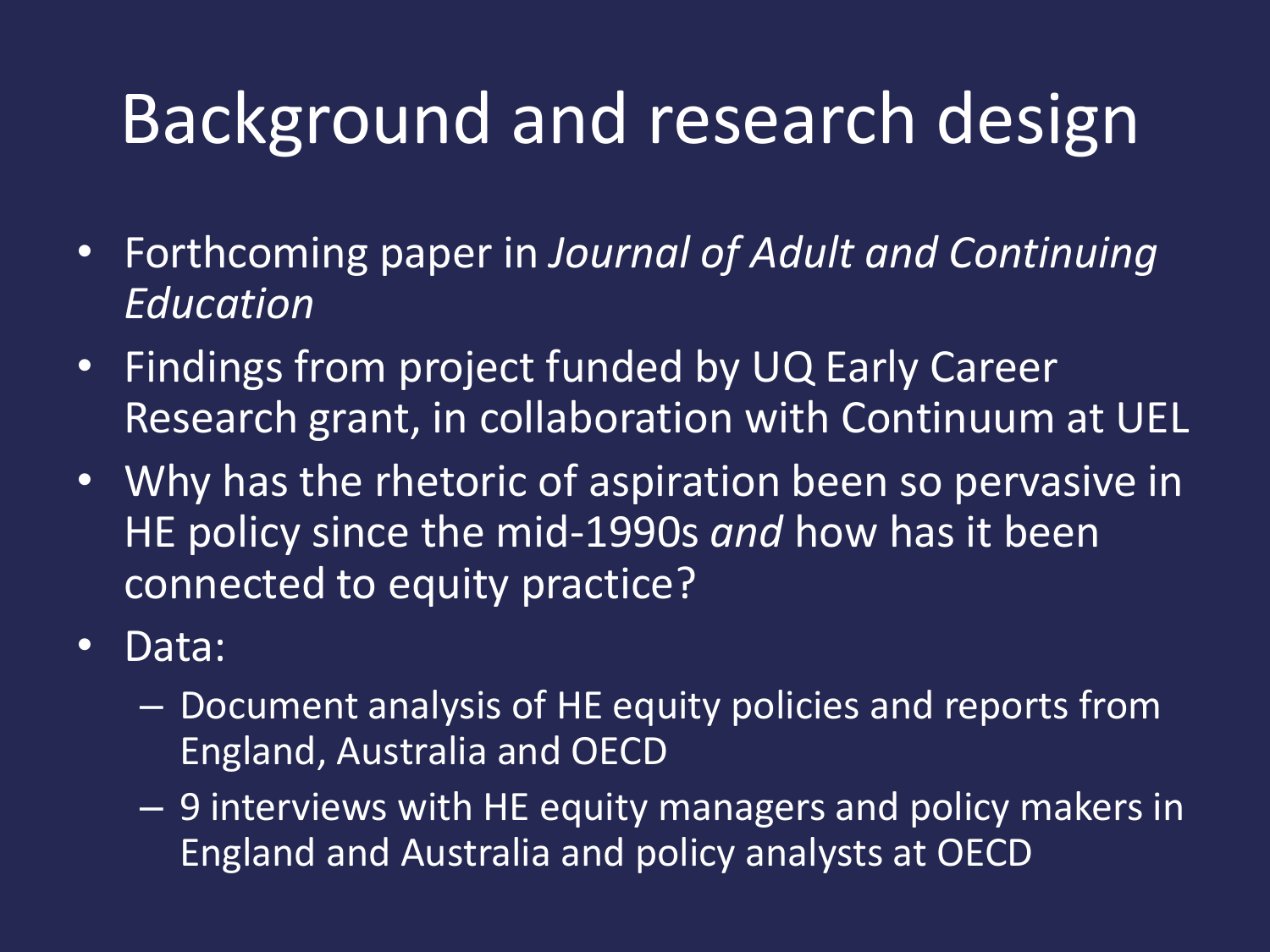# Background and research design

- Forthcoming paper in *Journal of Adult and Continuing Education*
- Findings from project funded by UQ Early Career Research grant, in collaboration with Continuum at UEL
- Why has the rhetoric of aspiration been so pervasive in HE policy since the mid-1990s *and* how has it been connected to equity practice?
- Data:
  - Document analysis of HE equity policies and reports from England, Australia and OECD
  - 9 interviews with HE equity managers and policy makers in England and Australia and policy analysts at OECD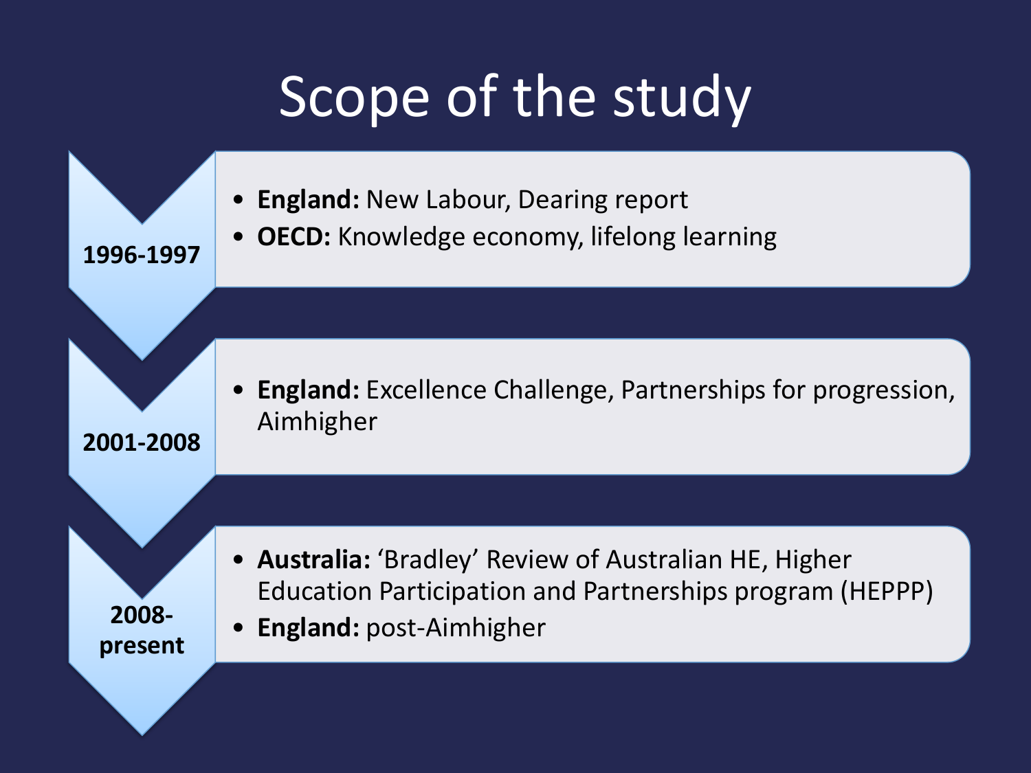# Scope of the study

**1996-1997**

- **England:** New Labour, Dearing report
- **OECD:** Knowledge economy, lifelong learning

**2001-2008**

- **England:** Excellence Challenge, Partnerships for progression, Aimhigher

**2008-present**

- **Australia:** 'Bradley' Review of Australian HE, Higher Education Participation and Partnerships program (HEPPP)
- **England:** post-Aimhigher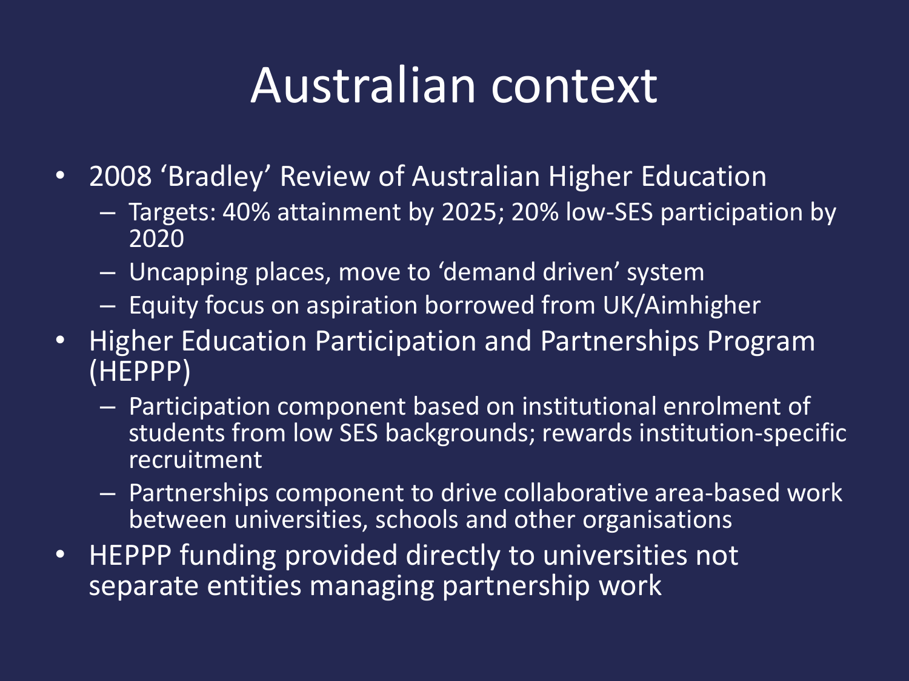# Australian context

- 2008 'Bradley' Review of Australian Higher Education
  - Targets: 40% attainment by 2025; 20% low-SES participation by 2020
  - Uncapping places, move to 'demand driven' system
  - Equity focus on aspiration borrowed from UK/Aimhigher
- Higher Education Participation and Partnerships Program (HEPPP)
  - Participation component based on institutional enrolment of students from low SES backgrounds; rewards institution-specific recruitment
  - Partnerships component to drive collaborative area-based work between universities, schools and other organisations
- HEPPP funding provided directly to universities not separate entities managing partnership work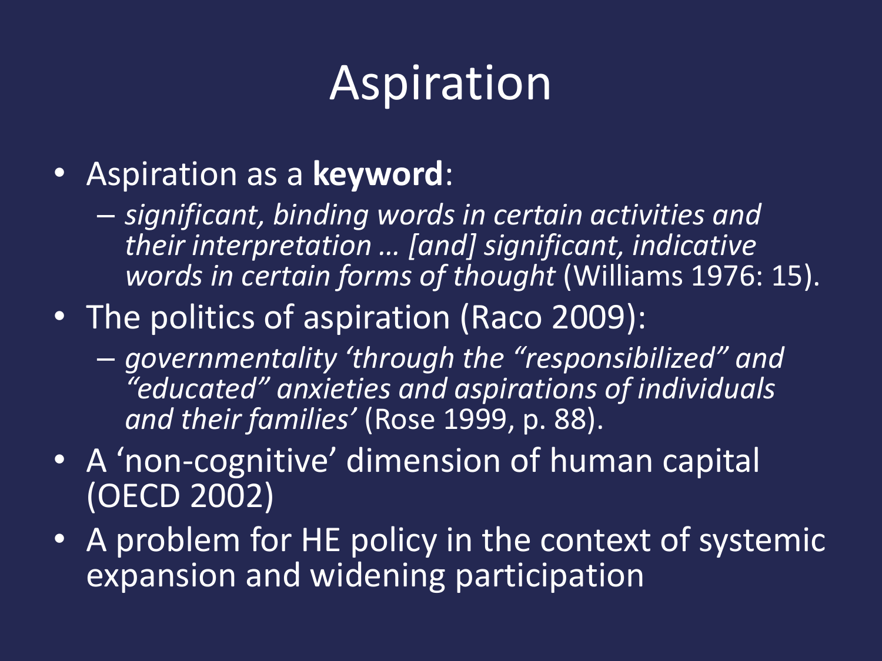# Aspiration

- Aspiration as a **keyword**:
  - *significant, binding words in certain activities and their interpretation … [and] significant, indicative words in certain forms of thought* (Williams 1976: 15).
- The politics of aspiration (Raco 2009):
  - *governmentality 'through the "responsibilized" and "educated" anxieties and aspirations of individuals and their families'* (Rose 1999, p. 88).
- A 'non-cognitive' dimension of human capital (OECD 2002)
- A problem for HE policy in the context of systemic expansion and widening participation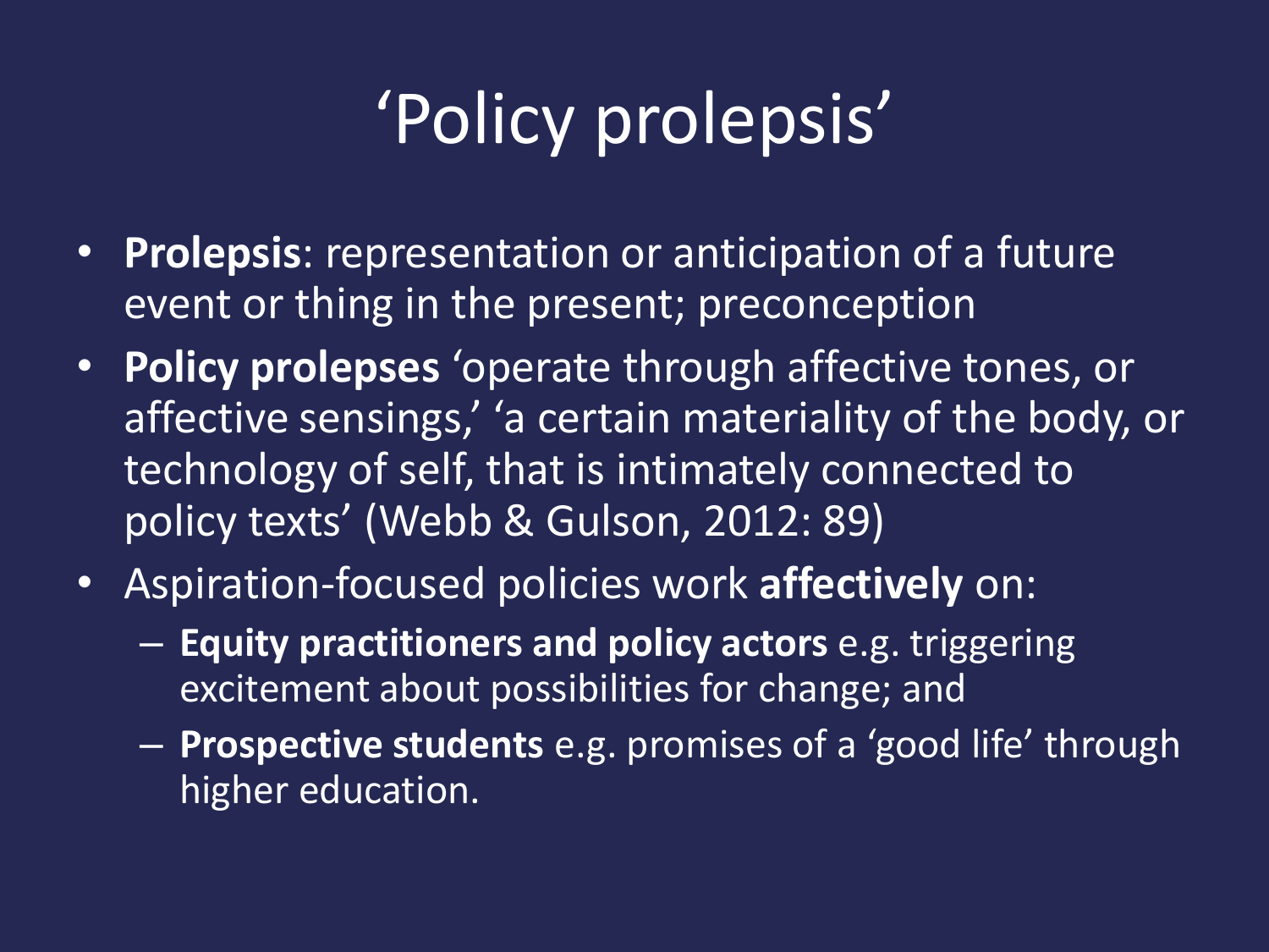# 'Policy prolepsis'

- **Prolepsis**: representation or anticipation of a future event or thing in the present; preconception
- **Policy prolepses** 'operate through affective tones, or affective sensings,' 'a certain materiality of the body, or technology of self, that is intimately connected to policy texts' (Webb & Gulson, 2012: 89)
- Aspiration-focused policies work **affectively** on:
  - **Equity practitioners and policy actors** e.g. triggering excitement about possibilities for change; and
  - **Prospective students** e.g. promises of a 'good life' through higher education.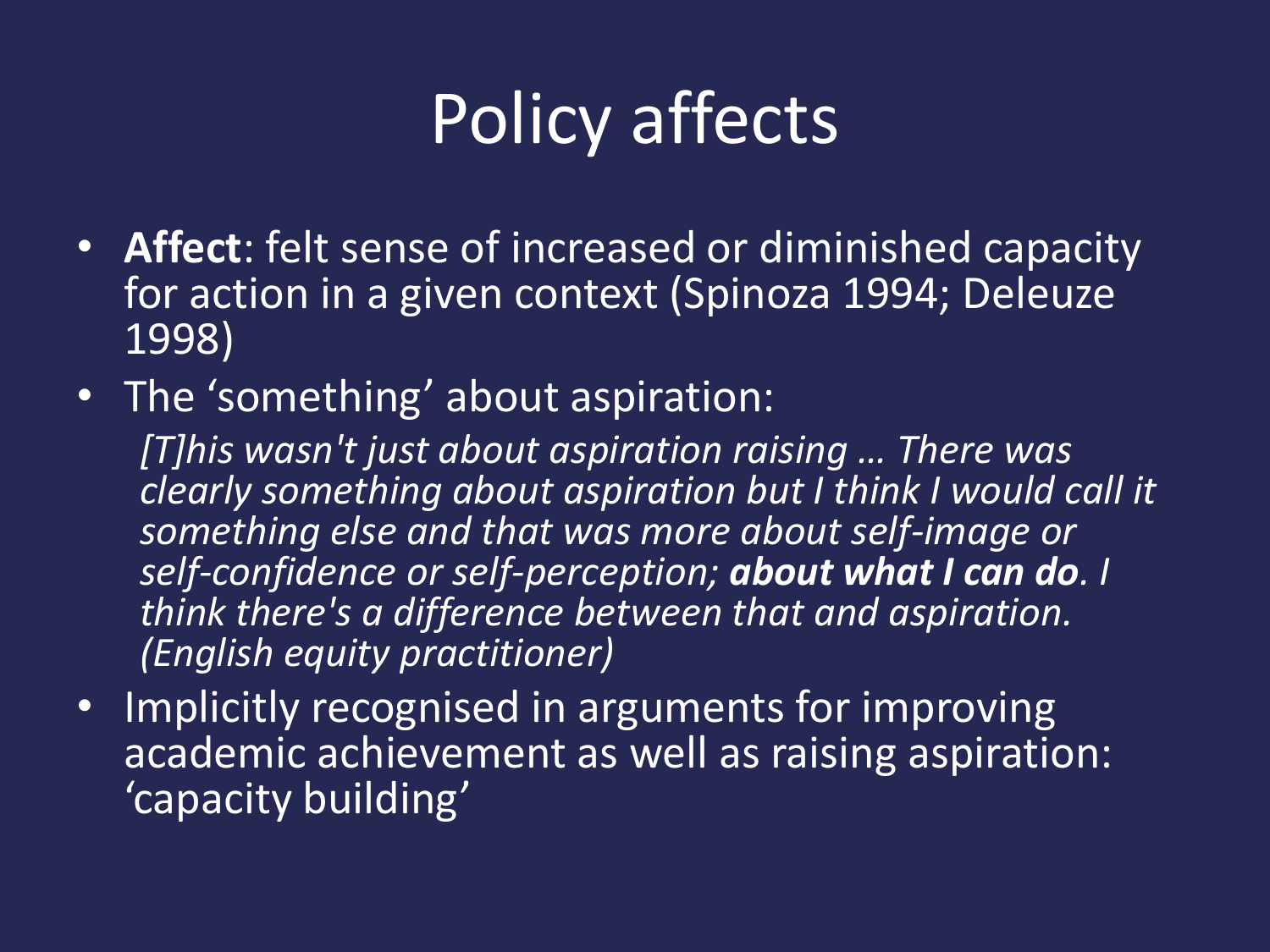# Policy affects

- **Affect**: felt sense of increased or diminished capacity for action in a given context (Spinoza 1994; Deleuze 1998)
- The 'something' about aspiration:

  *[T]his wasn't just about aspiration raising … There was clearly something about aspiration but I think I would call it something else and that was more about self-image or self-confidence or self-perception; **about what I can do**. I think there's a difference between that and aspiration. (English equity practitioner)*

- Implicitly recognised in arguments for improving academic achievement as well as raising aspiration: 'capacity building'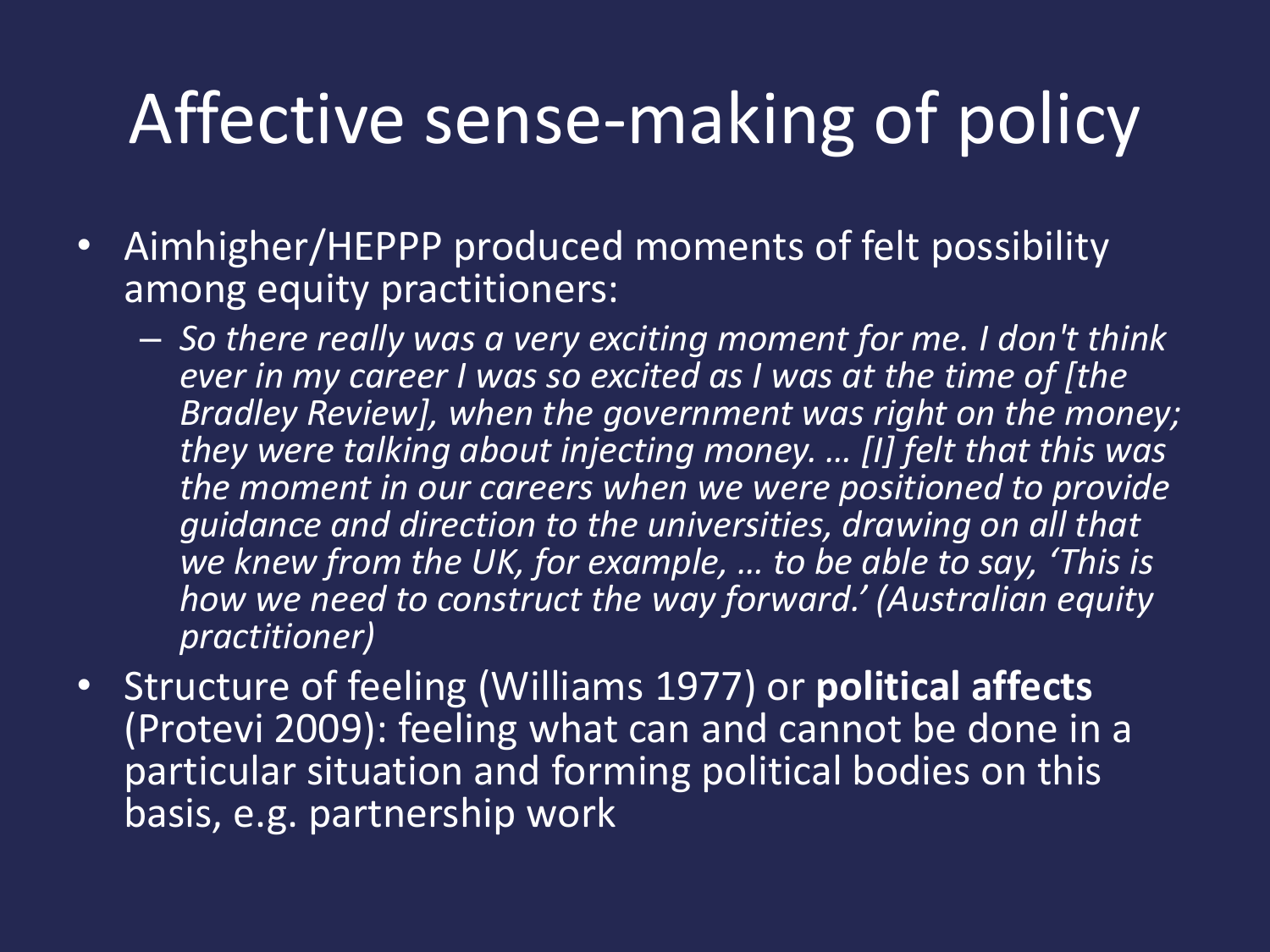# Affective sense-making of policy

- Aimhigher/HEPPP produced moments of felt possibility among equity practitioners:
  - *So there really was a very exciting moment for me. I don't think ever in my career I was so excited as I was at the time of [the Bradley Review], when the government was right on the money; they were talking about injecting money. … [I] felt that this was the moment in our careers when we were positioned to provide guidance and direction to the universities, drawing on all that we knew from the UK, for example, … to be able to say, 'This is how we need to construct the way forward.' (Australian equity practitioner)*
- Structure of feeling (Williams 1977) or **political affects** (Protevi 2009): feeling what can and cannot be done in a particular situation and forming political bodies on this basis, e.g. partnership work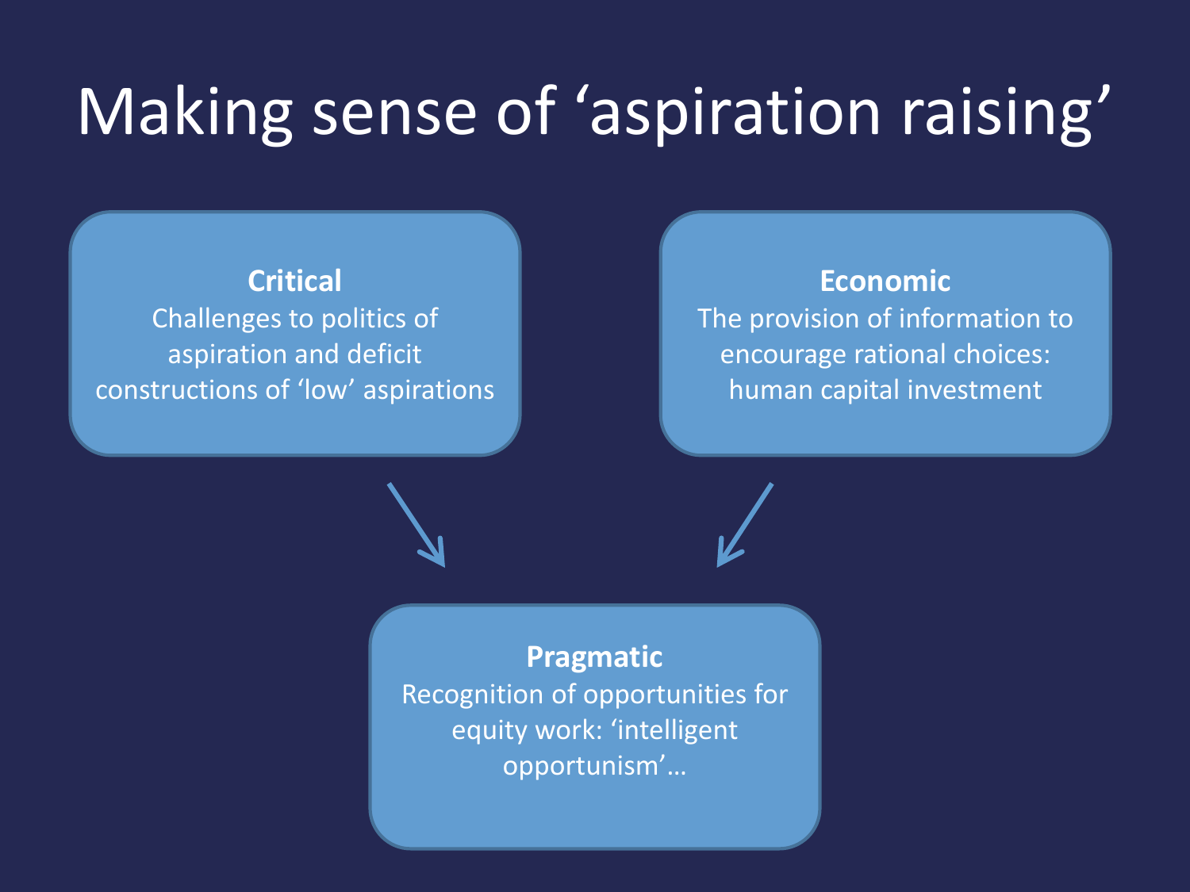# Making sense of 'aspiration raising'

**Critical**
Challenges to politics of aspiration and deficit constructions of 'low' aspirations

**Economic**
The provision of information to encourage rational choices: human capital investment

**Pragmatic**
Recognition of opportunities for equity work: 'intelligent opportunism'…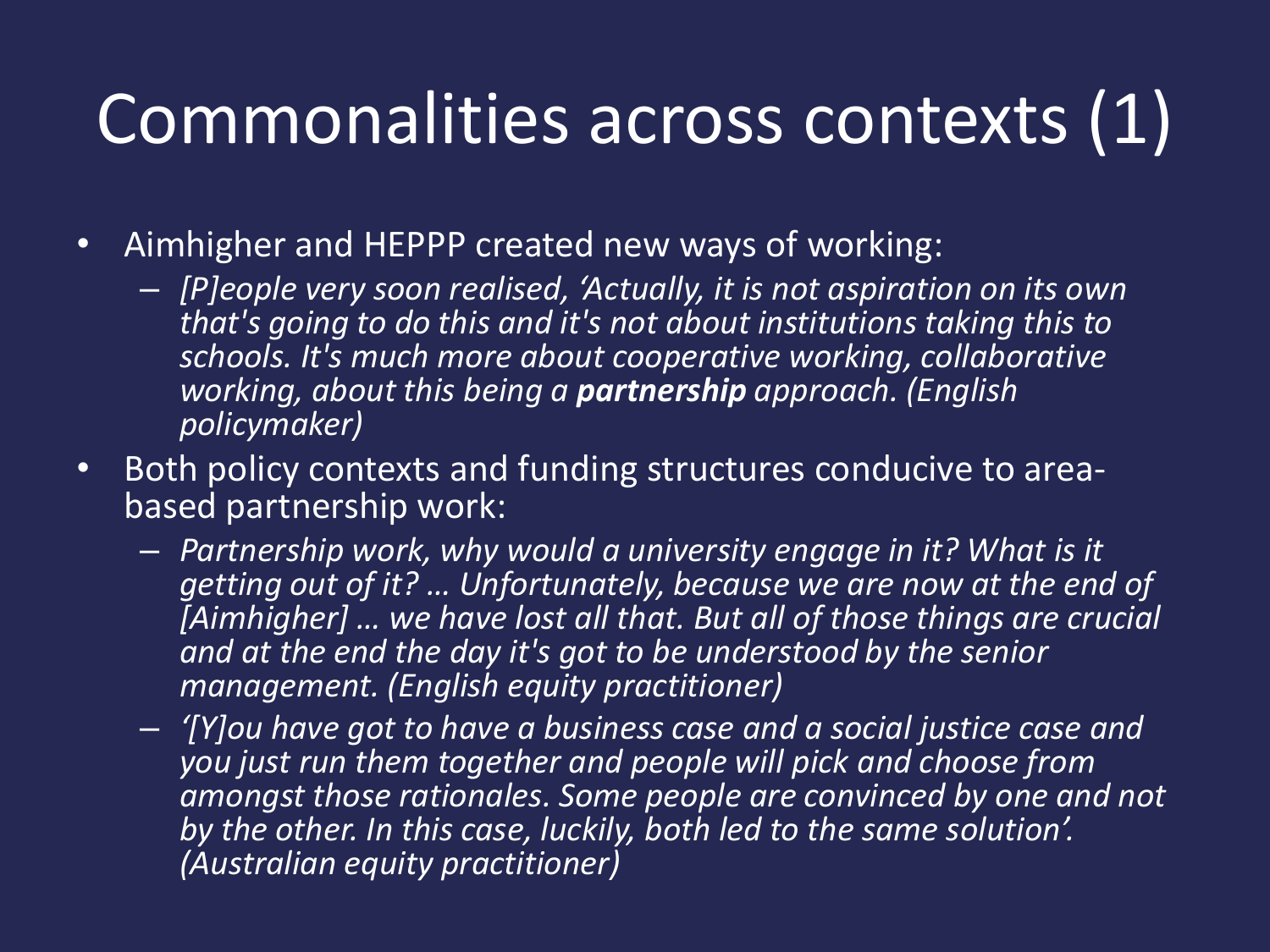# Commonalities across contexts (1)

- Aimhigher and HEPPP created new ways of working:
  - *[P]eople very soon realised, 'Actually, it is not aspiration on its own that's going to do this and it's not about institutions taking this to schools. It's much more about cooperative working, collaborative working, about this being a **partnership** approach. (English policymaker)*
- Both policy contexts and funding structures conducive to area-based partnership work:
  - *Partnership work, why would a university engage in it? What is it getting out of it? … Unfortunately, because we are now at the end of [Aimhigher] … we have lost all that. But all of those things are crucial and at the end the day it's got to be understood by the senior management. (English equity practitioner)*
  - *'[Y]ou have got to have a business case and a social justice case and you just run them together and people will pick and choose from amongst those rationales. Some people are convinced by one and not by the other. In this case, luckily, both led to the same solution'. (Australian equity practitioner)*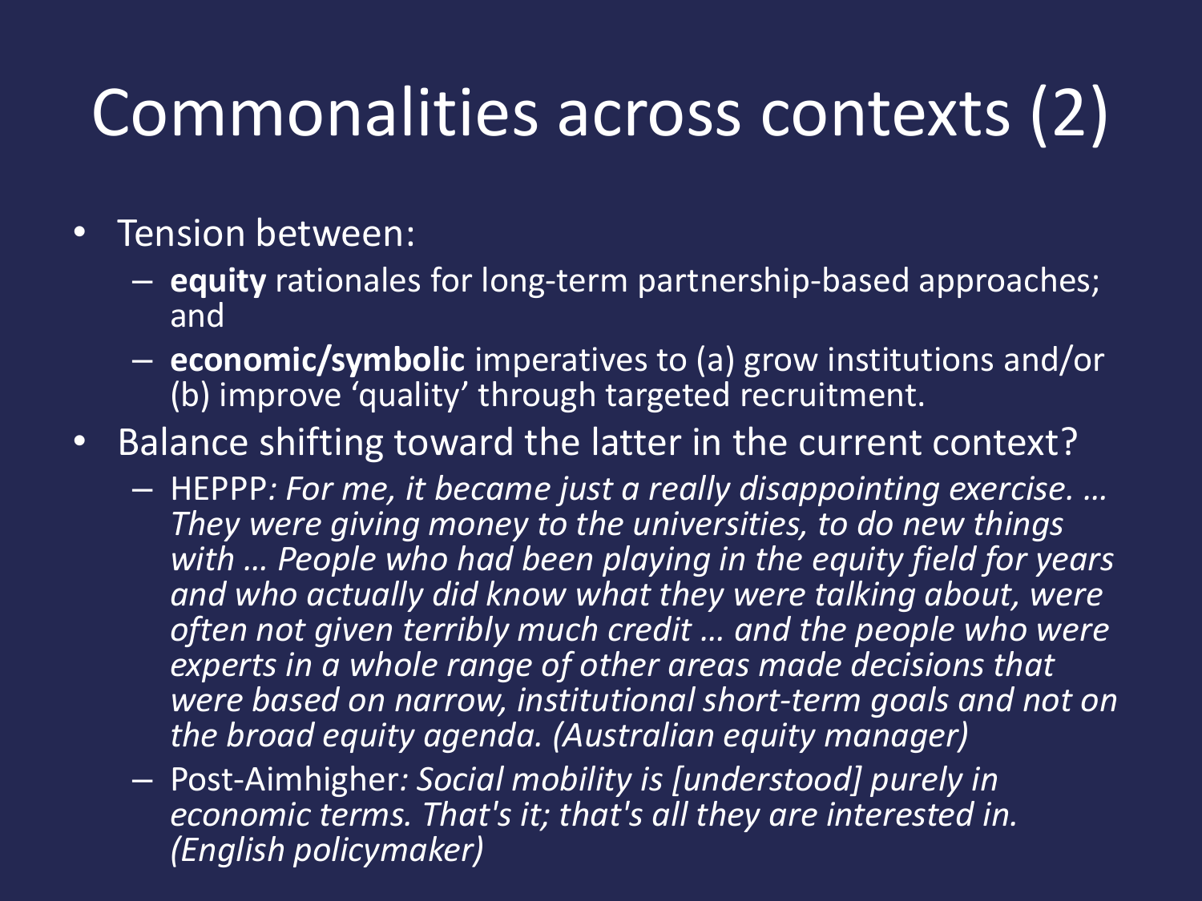# Commonalities across contexts (2)

- Tension between:
  - **equity** rationales for long-term partnership-based approaches; and
  - **economic/symbolic** imperatives to (a) grow institutions and/or (b) improve 'quality' through targeted recruitment.
- Balance shifting toward the latter in the current context?
  - HEPPP*: For me, it became just a really disappointing exercise. … They were giving money to the universities, to do new things with … People who had been playing in the equity field for years and who actually did know what they were talking about, were often not given terribly much credit … and the people who were experts in a whole range of other areas made decisions that were based on narrow, institutional short-term goals and not on the broad equity agenda. (Australian equity manager)*
  - Post-Aimhigher*: Social mobility is [understood] purely in economic terms. That's it; that's all they are interested in. (English policymaker)*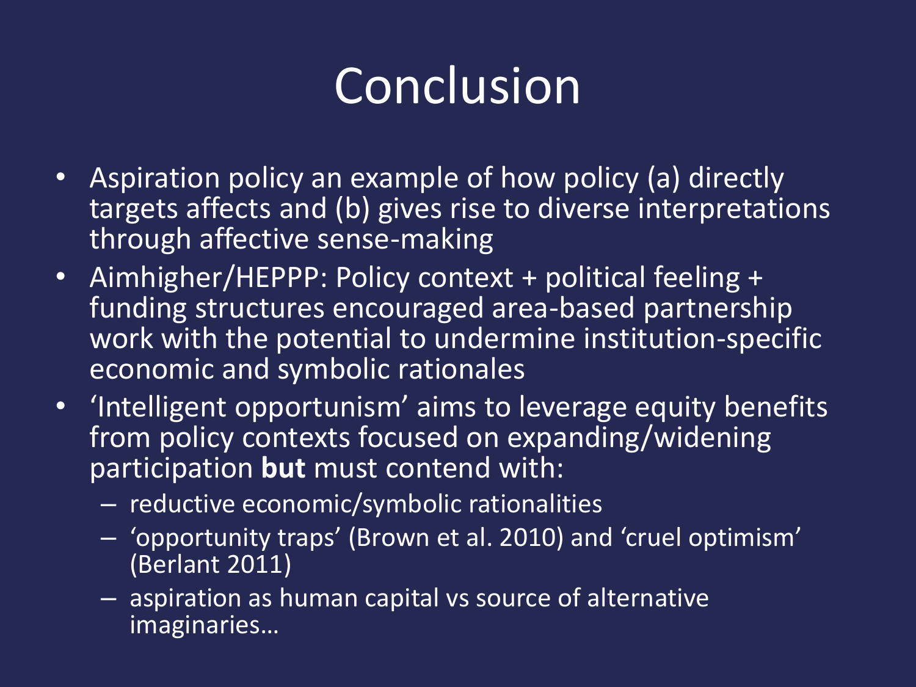# Conclusion

- Aspiration policy an example of how policy (a) directly targets affects and (b) gives rise to diverse interpretations through affective sense-making
- Aimhigher/HEPPP: Policy context + political feeling + funding structures encouraged area-based partnership work with the potential to undermine institution-specific economic and symbolic rationales
- 'Intelligent opportunism' aims to leverage equity benefits from policy contexts focused on expanding/widening participation **but** must contend with:
  - reductive economic/symbolic rationalities
  - 'opportunity traps' (Brown et al. 2010) and 'cruel optimism' (Berlant 2011)
  - aspiration as human capital vs source of alternative imaginaries…